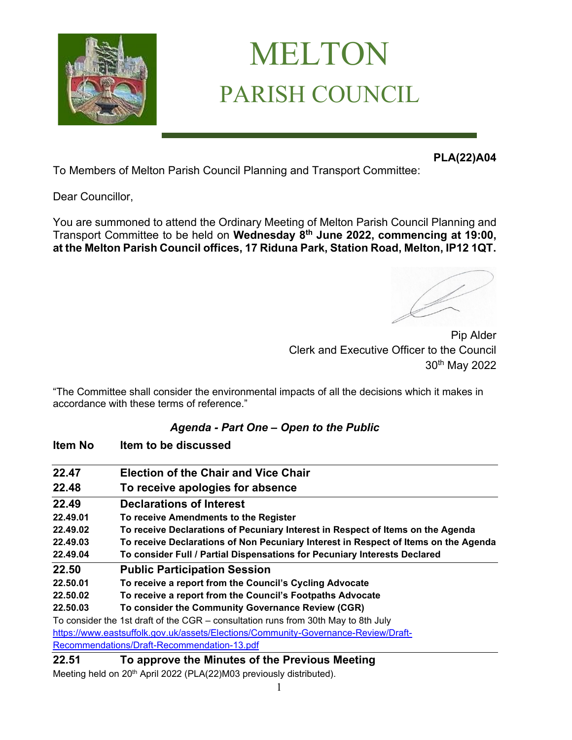# MELTON
## PARISH COUNCIL

**PLA(22)A04**

To Members of Melton Parish Council Planning and Transport Committee:

Dear Councillor,

You are summoned to attend the Ordinary Meeting of Melton Parish Council Planning and Transport Committee to be held on **Wednesday 8th June 2022, commencing at 19:00, at the Melton Parish Council offices, 17 Riduna Park, Station Road, Melton, IP12 1QT.**

Pip Alder
Clerk and Executive Officer to the Council
30th May 2022

"The Committee shall consider the environmental impacts of all the decisions which it makes in accordance with these terms of reference."

### *Agenda - Part One – Open to the Public*

| Item No | Item to be discussed |
|---|---|
| **22.47** | **Election of the Chair and Vice Chair** |
| **22.48** | **To receive apologies for absence** |
| **22.49** | **Declarations of Interest** |
| **22.49.01** | **To receive Amendments to the Register** |
| **22.49.02** | **To receive Declarations of Pecuniary Interest in Respect of Items on the Agenda** |
| **22.49.03** | **To receive Declarations of Non Pecuniary Interest in Respect of Items on the Agenda** |
| **22.49.04** | **To consider Full / Partial Dispensations for Pecuniary Interests Declared** |
| **22.50** | **Public Participation Session** |
| **22.50.01** | **To receive a report from the Council's Cycling Advocate** |
| **22.50.02** | **To receive a report from the Council's Footpaths Advocate** |
| **22.50.03** | **To consider the Community Governance Review (CGR)** |

To consider the 1st draft of the CGR – consultation runs from 30th May to 8th July
https://www.eastsuffolk.gov.uk/assets/Elections/Community-Governance-Review/Draft-Recommendations/Draft-Recommendation-13.pdf

| | |
|---|---|
| **22.51** | **To approve the Minutes of the Previous Meeting** |

Meeting held on 20th April 2022 (PLA(22)M03 previously distributed).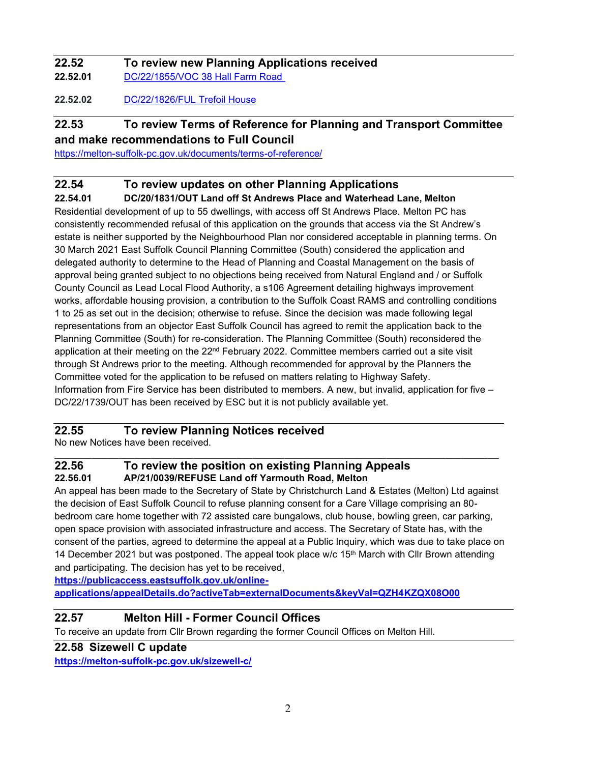## 22.52 To review new Planning Applications received

**22.52.01** [DC/22/1855/VOC 38 Hall Farm Road](#)

**22.52.02** [DC/22/1826/FUL Trefoil House](#)

## 22.53 To review Terms of Reference for Planning and Transport Committee and make recommendations to Full Council

https://melton-suffolk-pc.gov.uk/documents/terms-of-reference/

## 22.54 To review updates on other Planning Applications

**22.54.01 DC/20/1831/OUT Land off St Andrews Place and Waterhead Lane, Melton**

Residential development of up to 55 dwellings, with access off St Andrews Place. Melton PC has consistently recommended refusal of this application on the grounds that access via the St Andrew's estate is neither supported by the Neighbourhood Plan nor considered acceptable in planning terms. On 30 March 2021 East Suffolk Council Planning Committee (South) considered the application and delegated authority to determine to the Head of Planning and Coastal Management on the basis of approval being granted subject to no objections being received from Natural England and / or Suffolk County Council as Lead Local Flood Authority, a s106 Agreement detailing highways improvement works, affordable housing provision, a contribution to the Suffolk Coast RAMS and controlling conditions 1 to 25 as set out in the decision; otherwise to refuse. Since the decision was made following legal representations from an objector East Suffolk Council has agreed to remit the application back to the Planning Committee (South) for re-consideration. The Planning Committee (South) reconsidered the application at their meeting on the 22nd February 2022. Committee members carried out a site visit through St Andrews prior to the meeting. Although recommended for approval by the Planners the Committee voted for the application to be refused on matters relating to Highway Safety.
Information from Fire Service has been distributed to members. A new, but invalid, application for five – DC/22/1739/OUT has been received by ESC but it is not publicly available yet.

## 22.55 To review Planning Notices received

No new Notices have been received.

## 22.56 To review the position on existing Planning Appeals

**22.56.01 AP/21/0039/REFUSE Land off Yarmouth Road, Melton**

An appeal has been made to the Secretary of State by Christchurch Land & Estates (Melton) Ltd against the decision of East Suffolk Council to refuse planning consent for a Care Village comprising an 80-bedroom care home together with 72 assisted care bungalows, club house, bowling green, car parking, open space provision with associated infrastructure and access. The Secretary of State has, with the consent of the parties, agreed to determine the appeal at a Public Inquiry, which was due to take place on 14 December 2021 but was postponed. The appeal took place w/c 15th March with Cllr Brown attending and participating. The decision has yet to be received,

**https://publicaccess.eastsuffolk.gov.uk/online-applications/appealDetails.do?activeTab=externalDocuments&keyVal=QZH4KZQX08O00**

## 22.57 Melton Hill - Former Council Offices

To receive an update from Cllr Brown regarding the former Council Offices on Melton Hill.

## 22.58 Sizewell C update

**https://melton-suffolk-pc.gov.uk/sizewell-c/**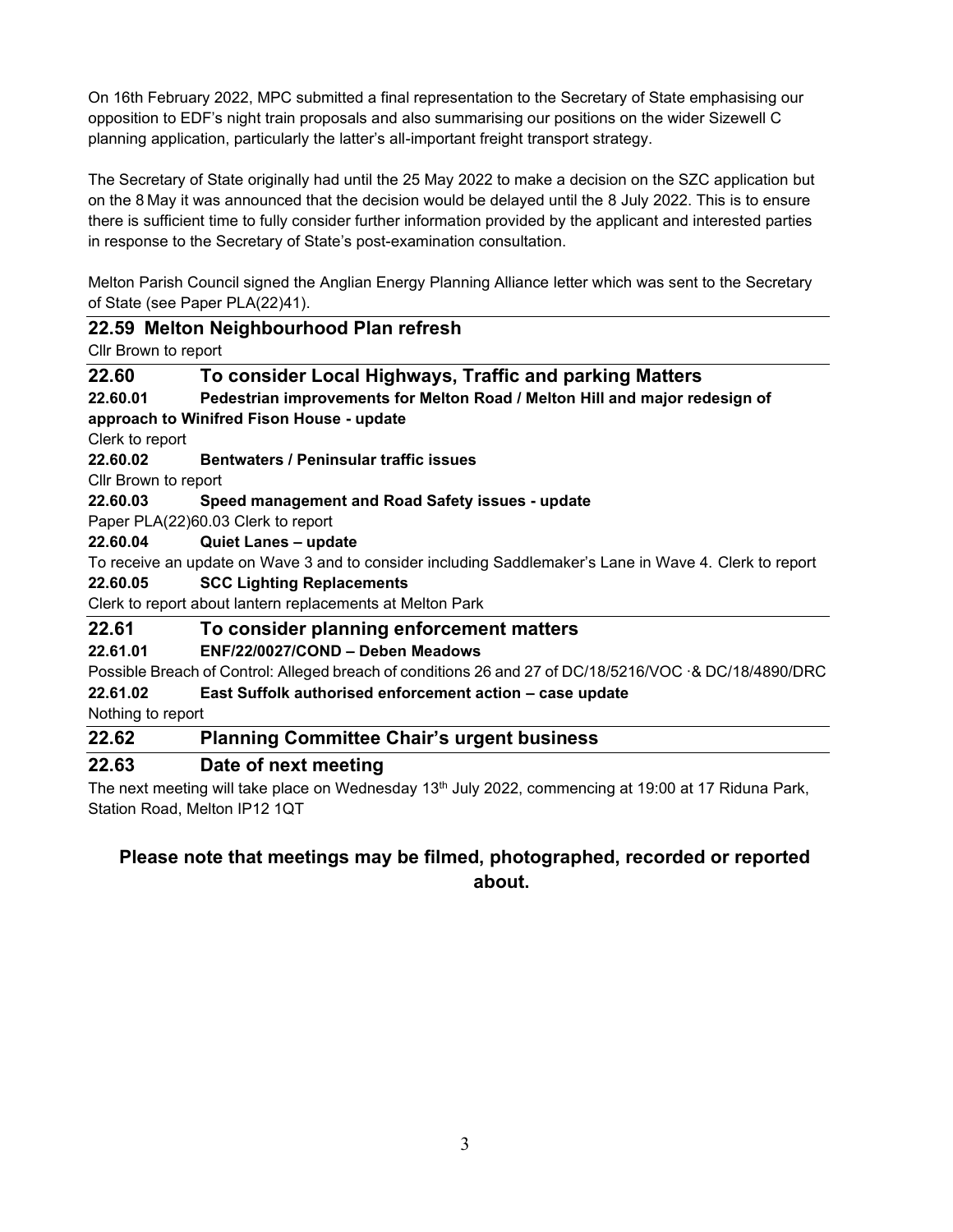On 16th February 2022, MPC submitted a final representation to the Secretary of State emphasising our opposition to EDF's night train proposals and also summarising our positions on the wider Sizewell C planning application, particularly the latter's all-important freight transport strategy.

The Secretary of State originally had until the 25 May 2022 to make a decision on the SZC application but on the 8 May it was announced that the decision would be delayed until the 8 July 2022. This is to ensure there is sufficient time to fully consider further information provided by the applicant and interested parties in response to the Secretary of State's post-examination consultation.

Melton Parish Council signed the Anglian Energy Planning Alliance letter which was sent to the Secretary of State (see Paper PLA(22)41).

## 22.59 Melton Neighbourhood Plan refresh

Cllr Brown to report

## 22.60 To consider Local Highways, Traffic and parking Matters

**22.60.01 Pedestrian improvements for Melton Road / Melton Hill and major redesign of approach to Winifred Fison House - update**

Clerk to report

**22.60.02 Bentwaters / Peninsular traffic issues**

Cllr Brown to report

**22.60.03 Speed management and Road Safety issues - update**

Paper PLA(22)60.03 Clerk to report

**22.60.04 Quiet Lanes – update**

To receive an update on Wave 3 and to consider including Saddlemaker's Lane in Wave 4. Clerk to report

**22.60.05 SCC Lighting Replacements**

Clerk to report about lantern replacements at Melton Park

## 22.61 To consider planning enforcement matters

**22.61.01 ENF/22/0027/COND – Deben Meadows**

Possible Breach of Control: Alleged breach of conditions 26 and 27 of DC/18/5216/VOC ·& DC/18/4890/DRC

**22.61.02 East Suffolk authorised enforcement action – case update**

Nothing to report

## 22.62 Planning Committee Chair's urgent business

## 22.63 Date of next meeting

The next meeting will take place on Wednesday 13th July 2022, commencing at 19:00 at 17 Riduna Park, Station Road, Melton IP12 1QT

**Please note that meetings may be filmed, photographed, recorded or reported about.**